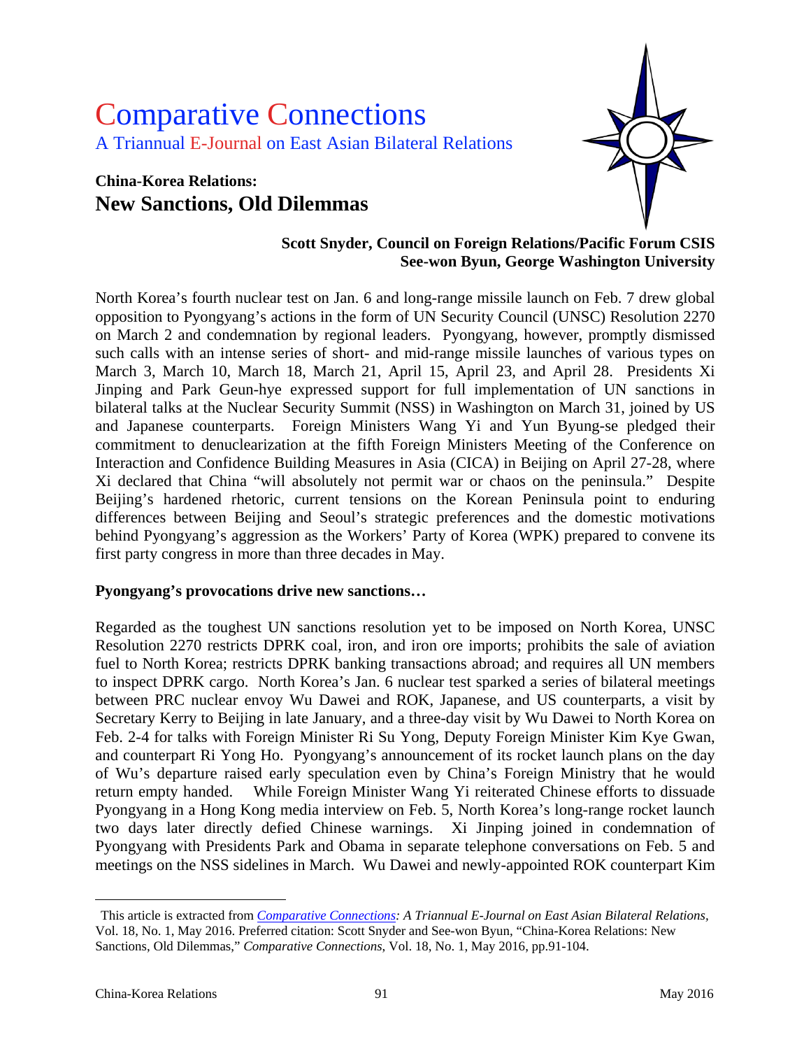# Comparative Connections

A Triannual E-Journal on East Asian Bilateral Relations

## China-Korea Relations:
## New Sanctions, Old Dilemmas

**Scott Snyder, Council on Foreign Relations/Pacific Forum CSIS**
**See-won Byun, George Washington University**

North Korea's fourth nuclear test on Jan. 6 and long-range missile launch on Feb. 7 drew global opposition to Pyongyang's actions in the form of UN Security Council (UNSC) Resolution 2270 on March 2 and condemnation by regional leaders. Pyongyang, however, promptly dismissed such calls with an intense series of short- and mid-range missile launches of various types on March 3, March 10, March 18, March 21, April 15, April 23, and April 28. Presidents Xi Jinping and Park Geun-hye expressed support for full implementation of UN sanctions in bilateral talks at the Nuclear Security Summit (NSS) in Washington on March 31, joined by US and Japanese counterparts. Foreign Ministers Wang Yi and Yun Byung-se pledged their commitment to denuclearization at the fifth Foreign Ministers Meeting of the Conference on Interaction and Confidence Building Measures in Asia (CICA) in Beijing on April 27-28, where Xi declared that China "will absolutely not permit war or chaos on the peninsula." Despite Beijing's hardened rhetoric, current tensions on the Korean Peninsula point to enduring differences between Beijing and Seoul's strategic preferences and the domestic motivations behind Pyongyang's aggression as the Workers' Party of Korea (WPK) prepared to convene its first party congress in more than three decades in May.

**Pyongyang's provocations drive new sanctions…**

Regarded as the toughest UN sanctions resolution yet to be imposed on North Korea, UNSC Resolution 2270 restricts DPRK coal, iron, and iron ore imports; prohibits the sale of aviation fuel to North Korea; restricts DPRK banking transactions abroad; and requires all UN members to inspect DPRK cargo. North Korea's Jan. 6 nuclear test sparked a series of bilateral meetings between PRC nuclear envoy Wu Dawei and ROK, Japanese, and US counterparts, a visit by Secretary Kerry to Beijing in late January, and a three-day visit by Wu Dawei to North Korea on Feb. 2-4 for talks with Foreign Minister Ri Su Yong, Deputy Foreign Minister Kim Kye Gwan, and counterpart Ri Yong Ho. Pyongyang's announcement of its rocket launch plans on the day of Wu's departure raised early speculation even by China's Foreign Ministry that he would return empty handed. While Foreign Minister Wang Yi reiterated Chinese efforts to dissuade Pyongyang in a Hong Kong media interview on Feb. 5, North Korea's long-range rocket launch two days later directly defied Chinese warnings. Xi Jinping joined in condemnation of Pyongyang with Presidents Park and Obama in separate telephone conversations on Feb. 5 and meetings on the NSS sidelines in March. Wu Dawei and newly-appointed ROK counterpart Kim

---

This article is extracted from *Comparative Connections: A Triannual E-Journal on East Asian Bilateral Relations*, Vol. 18, No. 1, May 2016. Preferred citation: Scott Snyder and See-won Byun, "China-Korea Relations: New Sanctions, Old Dilemmas," *Comparative Connections*, Vol. 18, No. 1, May 2016, pp.91-104.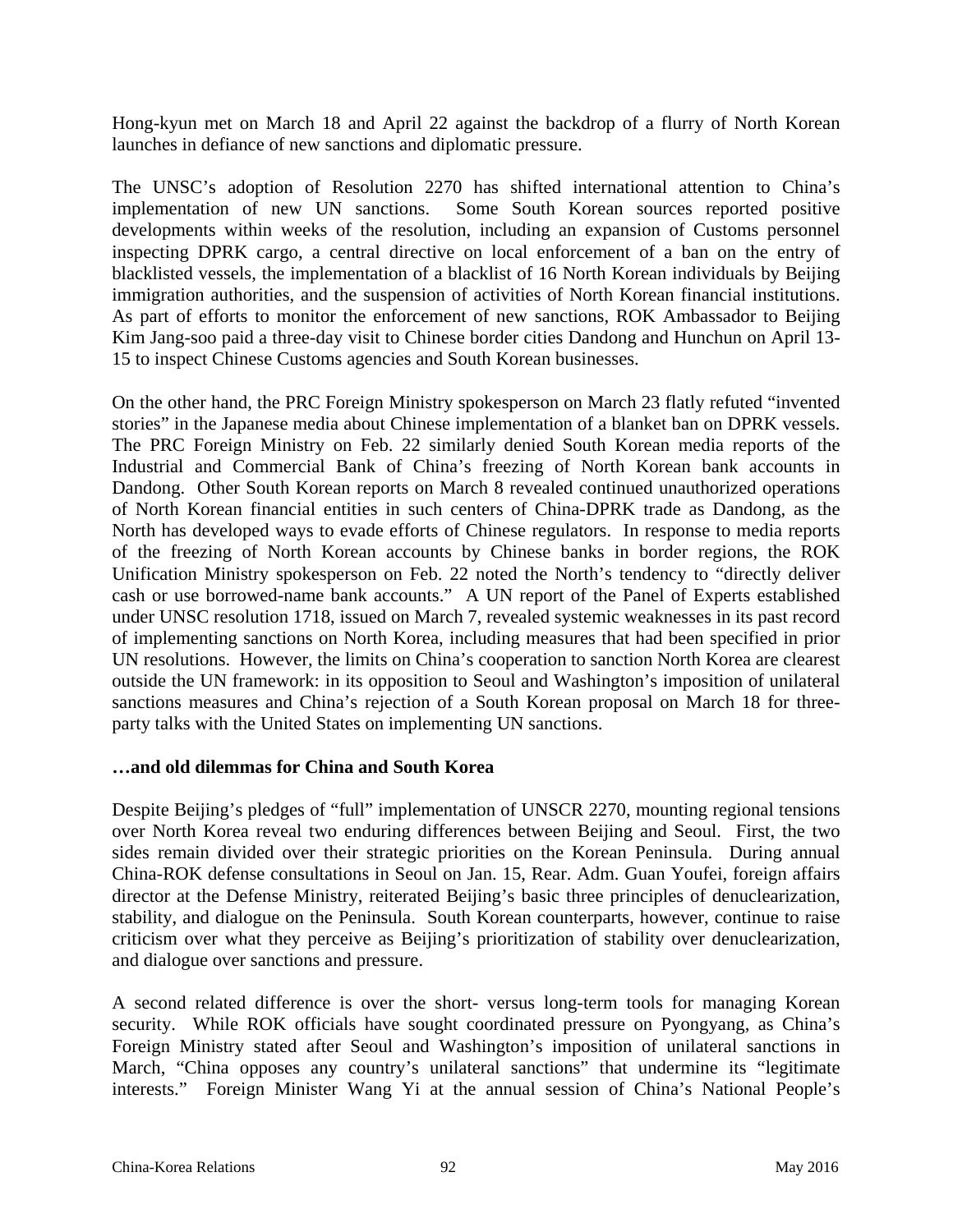Hong-kyun met on March 18 and April 22 against the backdrop of a flurry of North Korean launches in defiance of new sanctions and diplomatic pressure.

The UNSC's adoption of Resolution 2270 has shifted international attention to China's implementation of new UN sanctions. Some South Korean sources reported positive developments within weeks of the resolution, including an expansion of Customs personnel inspecting DPRK cargo, a central directive on local enforcement of a ban on the entry of blacklisted vessels, the implementation of a blacklist of 16 North Korean individuals by Beijing immigration authorities, and the suspension of activities of North Korean financial institutions. As part of efforts to monitor the enforcement of new sanctions, ROK Ambassador to Beijing Kim Jang-soo paid a three-day visit to Chinese border cities Dandong and Hunchun on April 13-15 to inspect Chinese Customs agencies and South Korean businesses.

On the other hand, the PRC Foreign Ministry spokesperson on March 23 flatly refuted "invented stories" in the Japanese media about Chinese implementation of a blanket ban on DPRK vessels. The PRC Foreign Ministry on Feb. 22 similarly denied South Korean media reports of the Industrial and Commercial Bank of China's freezing of North Korean bank accounts in Dandong. Other South Korean reports on March 8 revealed continued unauthorized operations of North Korean financial entities in such centers of China-DPRK trade as Dandong, as the North has developed ways to evade efforts of Chinese regulators. In response to media reports of the freezing of North Korean accounts by Chinese banks in border regions, the ROK Unification Ministry spokesperson on Feb. 22 noted the North's tendency to "directly deliver cash or use borrowed-name bank accounts." A UN report of the Panel of Experts established under UNSC resolution 1718, issued on March 7, revealed systemic weaknesses in its past record of implementing sanctions on North Korea, including measures that had been specified in prior UN resolutions. However, the limits on China's cooperation to sanction North Korea are clearest outside the UN framework: in its opposition to Seoul and Washington's imposition of unilateral sanctions measures and China's rejection of a South Korean proposal on March 18 for three-party talks with the United States on implementing UN sanctions.

**…and old dilemmas for China and South Korea**

Despite Beijing's pledges of "full" implementation of UNSCR 2270, mounting regional tensions over North Korea reveal two enduring differences between Beijing and Seoul. First, the two sides remain divided over their strategic priorities on the Korean Peninsula. During annual China-ROK defense consultations in Seoul on Jan. 15, Rear. Adm. Guan Youfei, foreign affairs director at the Defense Ministry, reiterated Beijing's basic three principles of denuclearization, stability, and dialogue on the Peninsula. South Korean counterparts, however, continue to raise criticism over what they perceive as Beijing's prioritization of stability over denuclearization, and dialogue over sanctions and pressure.

A second related difference is over the short- versus long-term tools for managing Korean security. While ROK officials have sought coordinated pressure on Pyongyang, as China's Foreign Ministry stated after Seoul and Washington's imposition of unilateral sanctions in March, "China opposes any country's unilateral sanctions" that undermine its "legitimate interests." Foreign Minister Wang Yi at the annual session of China's National People's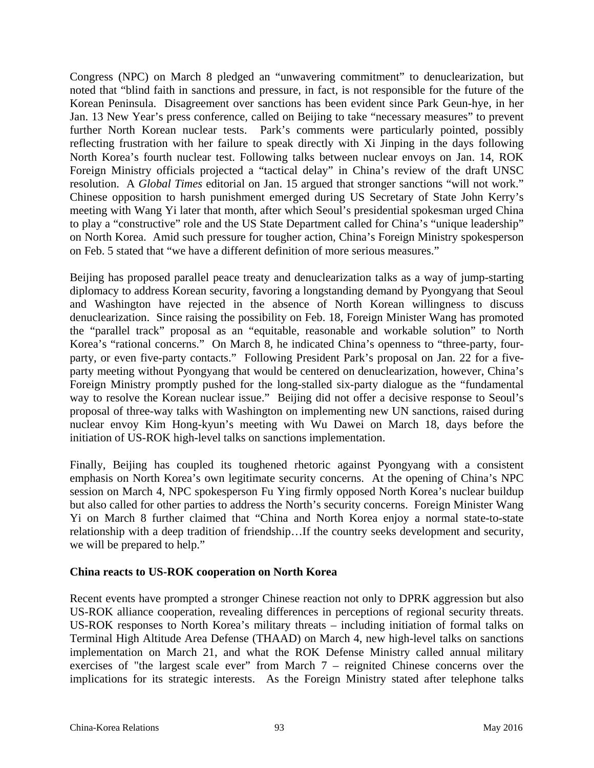Congress (NPC) on March 8 pledged an "unwavering commitment" to denuclearization, but noted that "blind faith in sanctions and pressure, in fact, is not responsible for the future of the Korean Peninsula. Disagreement over sanctions has been evident since Park Geun-hye, in her Jan. 13 New Year's press conference, called on Beijing to take "necessary measures" to prevent further North Korean nuclear tests. Park's comments were particularly pointed, possibly reflecting frustration with her failure to speak directly with Xi Jinping in the days following North Korea's fourth nuclear test. Following talks between nuclear envoys on Jan. 14, ROK Foreign Ministry officials projected a "tactical delay" in China's review of the draft UNSC resolution. A *Global Times* editorial on Jan. 15 argued that stronger sanctions "will not work." Chinese opposition to harsh punishment emerged during US Secretary of State John Kerry's meeting with Wang Yi later that month, after which Seoul's presidential spokesman urged China to play a "constructive" role and the US State Department called for China's "unique leadership" on North Korea. Amid such pressure for tougher action, China's Foreign Ministry spokesperson on Feb. 5 stated that "we have a different definition of more serious measures."

Beijing has proposed parallel peace treaty and denuclearization talks as a way of jump-starting diplomacy to address Korean security, favoring a longstanding demand by Pyongyang that Seoul and Washington have rejected in the absence of North Korean willingness to discuss denuclearization. Since raising the possibility on Feb. 18, Foreign Minister Wang has promoted the "parallel track" proposal as an "equitable, reasonable and workable solution" to North Korea's "rational concerns." On March 8, he indicated China's openness to "three-party, four-party, or even five-party contacts." Following President Park's proposal on Jan. 22 for a five-party meeting without Pyongyang that would be centered on denuclearization, however, China's Foreign Ministry promptly pushed for the long-stalled six-party dialogue as the "fundamental way to resolve the Korean nuclear issue." Beijing did not offer a decisive response to Seoul's proposal of three-way talks with Washington on implementing new UN sanctions, raised during nuclear envoy Kim Hong-kyun's meeting with Wu Dawei on March 18, days before the initiation of US-ROK high-level talks on sanctions implementation.

Finally, Beijing has coupled its toughened rhetoric against Pyongyang with a consistent emphasis on North Korea's own legitimate security concerns. At the opening of China's NPC session on March 4, NPC spokesperson Fu Ying firmly opposed North Korea's nuclear buildup but also called for other parties to address the North's security concerns. Foreign Minister Wang Yi on March 8 further claimed that "China and North Korea enjoy a normal state-to-state relationship with a deep tradition of friendship…If the country seeks development and security, we will be prepared to help."

**China reacts to US-ROK cooperation on North Korea**

Recent events have prompted a stronger Chinese reaction not only to DPRK aggression but also US-ROK alliance cooperation, revealing differences in perceptions of regional security threats. US-ROK responses to North Korea's military threats – including initiation of formal talks on Terminal High Altitude Area Defense (THAAD) on March 4, new high-level talks on sanctions implementation on March 21, and what the ROK Defense Ministry called annual military exercises of "the largest scale ever" from March 7 – reignited Chinese concerns over the implications for its strategic interests. As the Foreign Ministry stated after telephone talks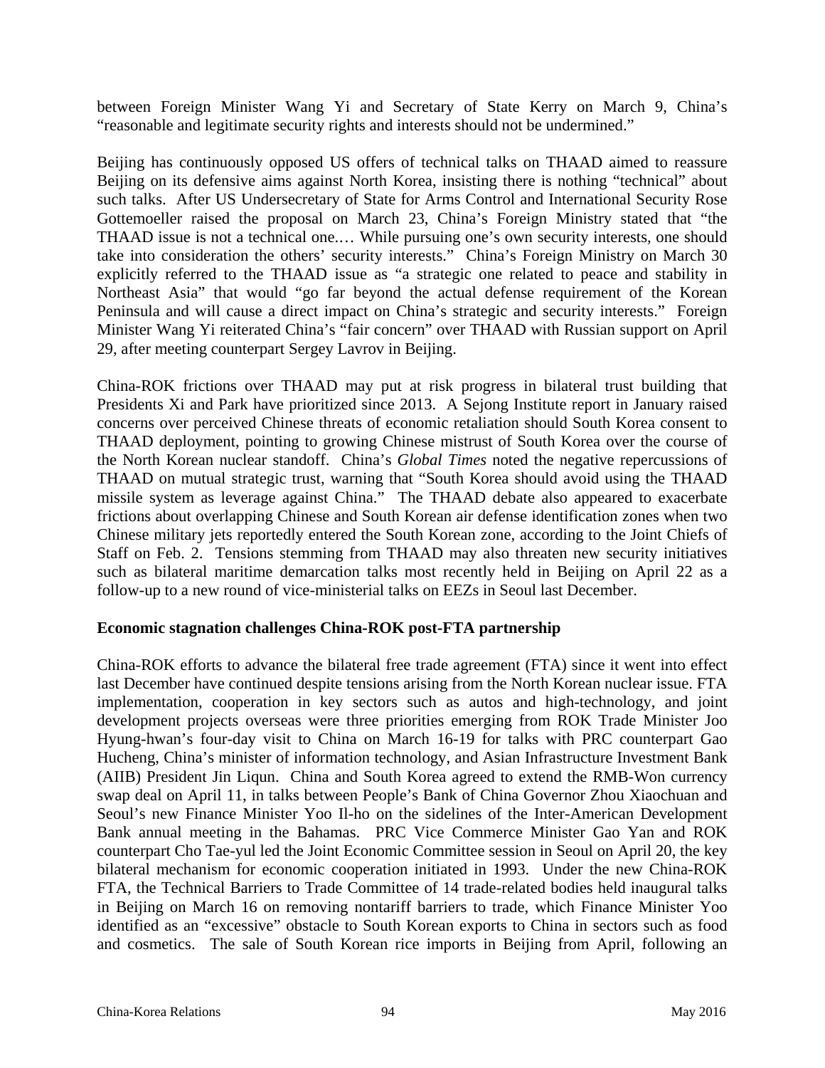between Foreign Minister Wang Yi and Secretary of State Kerry on March 9, China's "reasonable and legitimate security rights and interests should not be undermined."

Beijing has continuously opposed US offers of technical talks on THAAD aimed to reassure Beijing on its defensive aims against North Korea, insisting there is nothing "technical" about such talks. After US Undersecretary of State for Arms Control and International Security Rose Gottemoeller raised the proposal on March 23, China's Foreign Ministry stated that "the THAAD issue is not a technical one.… While pursuing one's own security interests, one should take into consideration the others' security interests." China's Foreign Ministry on March 30 explicitly referred to the THAAD issue as "a strategic one related to peace and stability in Northeast Asia" that would "go far beyond the actual defense requirement of the Korean Peninsula and will cause a direct impact on China's strategic and security interests." Foreign Minister Wang Yi reiterated China's "fair concern" over THAAD with Russian support on April 29, after meeting counterpart Sergey Lavrov in Beijing.

China-ROK frictions over THAAD may put at risk progress in bilateral trust building that Presidents Xi and Park have prioritized since 2013. A Sejong Institute report in January raised concerns over perceived Chinese threats of economic retaliation should South Korea consent to THAAD deployment, pointing to growing Chinese mistrust of South Korea over the course of the North Korean nuclear standoff. China's *Global Times* noted the negative repercussions of THAAD on mutual strategic trust, warning that "South Korea should avoid using the THAAD missile system as leverage against China." The THAAD debate also appeared to exacerbate frictions about overlapping Chinese and South Korean air defense identification zones when two Chinese military jets reportedly entered the South Korean zone, according to the Joint Chiefs of Staff on Feb. 2. Tensions stemming from THAAD may also threaten new security initiatives such as bilateral maritime demarcation talks most recently held in Beijing on April 22 as a follow-up to a new round of vice-ministerial talks on EEZs in Seoul last December.

**Economic stagnation challenges China-ROK post-FTA partnership**

China-ROK efforts to advance the bilateral free trade agreement (FTA) since it went into effect last December have continued despite tensions arising from the North Korean nuclear issue. FTA implementation, cooperation in key sectors such as autos and high-technology, and joint development projects overseas were three priorities emerging from ROK Trade Minister Joo Hyung-hwan's four-day visit to China on March 16-19 for talks with PRC counterpart Gao Hucheng, China's minister of information technology, and Asian Infrastructure Investment Bank (AIIB) President Jin Liqun. China and South Korea agreed to extend the RMB-Won currency swap deal on April 11, in talks between People's Bank of China Governor Zhou Xiaochuan and Seoul's new Finance Minister Yoo Il-ho on the sidelines of the Inter-American Development Bank annual meeting in the Bahamas. PRC Vice Commerce Minister Gao Yan and ROK counterpart Cho Tae-yul led the Joint Economic Committee session in Seoul on April 20, the key bilateral mechanism for economic cooperation initiated in 1993. Under the new China-ROK FTA, the Technical Barriers to Trade Committee of 14 trade-related bodies held inaugural talks in Beijing on March 16 on removing nontariff barriers to trade, which Finance Minister Yoo identified as an "excessive" obstacle to South Korean exports to China in sectors such as food and cosmetics. The sale of South Korean rice imports in Beijing from April, following an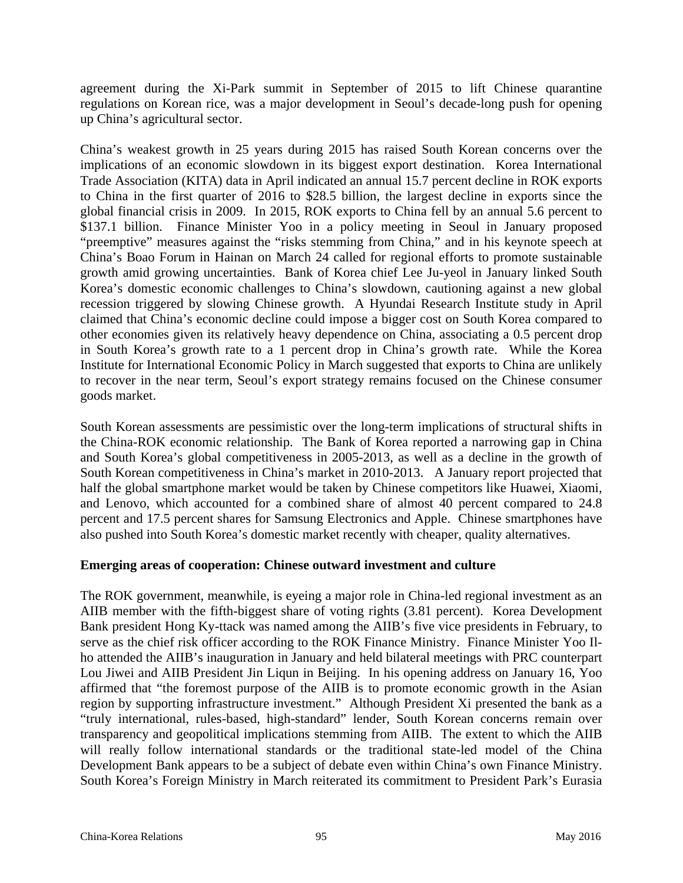agreement during the Xi-Park summit in September of 2015 to lift Chinese quarantine regulations on Korean rice, was a major development in Seoul's decade-long push for opening up China's agricultural sector.

China's weakest growth in 25 years during 2015 has raised South Korean concerns over the implications of an economic slowdown in its biggest export destination. Korea International Trade Association (KITA) data in April indicated an annual 15.7 percent decline in ROK exports to China in the first quarter of 2016 to $28.5 billion, the largest decline in exports since the global financial crisis in 2009. In 2015, ROK exports to China fell by an annual 5.6 percent to $137.1 billion. Finance Minister Yoo in a policy meeting in Seoul in January proposed "preemptive" measures against the "risks stemming from China," and in his keynote speech at China's Boao Forum in Hainan on March 24 called for regional efforts to promote sustainable growth amid growing uncertainties. Bank of Korea chief Lee Ju-yeol in January linked South Korea's domestic economic challenges to China's slowdown, cautioning against a new global recession triggered by slowing Chinese growth. A Hyundai Research Institute study in April claimed that China's economic decline could impose a bigger cost on South Korea compared to other economies given its relatively heavy dependence on China, associating a 0.5 percent drop in South Korea's growth rate to a 1 percent drop in China's growth rate. While the Korea Institute for International Economic Policy in March suggested that exports to China are unlikely to recover in the near term, Seoul's export strategy remains focused on the Chinese consumer goods market.

South Korean assessments are pessimistic over the long-term implications of structural shifts in the China-ROK economic relationship. The Bank of Korea reported a narrowing gap in China and South Korea's global competitiveness in 2005-2013, as well as a decline in the growth of South Korean competitiveness in China's market in 2010-2013. A January report projected that half the global smartphone market would be taken by Chinese competitors like Huawei, Xiaomi, and Lenovo, which accounted for a combined share of almost 40 percent compared to 24.8 percent and 17.5 percent shares for Samsung Electronics and Apple. Chinese smartphones have also pushed into South Korea's domestic market recently with cheaper, quality alternatives.

**Emerging areas of cooperation: Chinese outward investment and culture**

The ROK government, meanwhile, is eyeing a major role in China-led regional investment as an AIIB member with the fifth-biggest share of voting rights (3.81 percent). Korea Development Bank president Hong Ky-ttack was named among the AIIB's five vice presidents in February, to serve as the chief risk officer according to the ROK Finance Ministry. Finance Minister Yoo Il-ho attended the AIIB's inauguration in January and held bilateral meetings with PRC counterpart Lou Jiwei and AIIB President Jin Liqun in Beijing. In his opening address on January 16, Yoo affirmed that "the foremost purpose of the AIIB is to promote economic growth in the Asian region by supporting infrastructure investment." Although President Xi presented the bank as a "truly international, rules-based, high-standard" lender, South Korean concerns remain over transparency and geopolitical implications stemming from AIIB. The extent to which the AIIB will really follow international standards or the traditional state-led model of the China Development Bank appears to be a subject of debate even within China's own Finance Ministry. South Korea's Foreign Ministry in March reiterated its commitment to President Park's Eurasia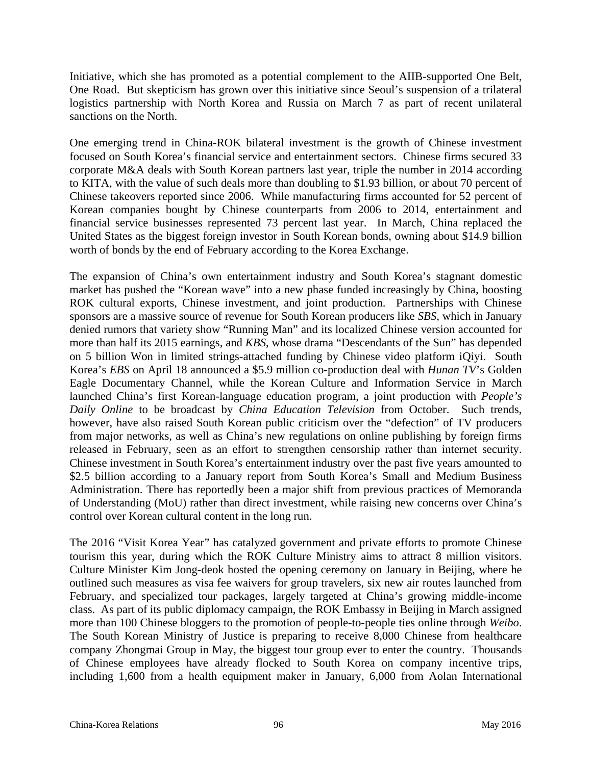Initiative, which she has promoted as a potential complement to the AIIB-supported One Belt, One Road. But skepticism has grown over this initiative since Seoul's suspension of a trilateral logistics partnership with North Korea and Russia on March 7 as part of recent unilateral sanctions on the North.

One emerging trend in China-ROK bilateral investment is the growth of Chinese investment focused on South Korea's financial service and entertainment sectors. Chinese firms secured 33 corporate M&A deals with South Korean partners last year, triple the number in 2014 according to KITA, with the value of such deals more than doubling to $1.93 billion, or about 70 percent of Chinese takeovers reported since 2006. While manufacturing firms accounted for 52 percent of Korean companies bought by Chinese counterparts from 2006 to 2014, entertainment and financial service businesses represented 73 percent last year. In March, China replaced the United States as the biggest foreign investor in South Korean bonds, owning about $14.9 billion worth of bonds by the end of February according to the Korea Exchange.

The expansion of China's own entertainment industry and South Korea's stagnant domestic market has pushed the "Korean wave" into a new phase funded increasingly by China, boosting ROK cultural exports, Chinese investment, and joint production. Partnerships with Chinese sponsors are a massive source of revenue for South Korean producers like *SBS*, which in January denied rumors that variety show "Running Man" and its localized Chinese version accounted for more than half its 2015 earnings, and *KBS*, whose drama "Descendants of the Sun" has depended on 5 billion Won in limited strings-attached funding by Chinese video platform iQiyi. South Korea's *EBS* on April 18 announced a $5.9 million co-production deal with *Hunan TV*'s Golden Eagle Documentary Channel, while the Korean Culture and Information Service in March launched China's first Korean-language education program, a joint production with *People's Daily Online* to be broadcast by *China Education Television* from October. Such trends, however, have also raised South Korean public criticism over the "defection" of TV producers from major networks, as well as China's new regulations on online publishing by foreign firms released in February, seen as an effort to strengthen censorship rather than internet security. Chinese investment in South Korea's entertainment industry over the past five years amounted to $2.5 billion according to a January report from South Korea's Small and Medium Business Administration. There has reportedly been a major shift from previous practices of Memoranda of Understanding (MoU) rather than direct investment, while raising new concerns over China's control over Korean cultural content in the long run.

The 2016 "Visit Korea Year" has catalyzed government and private efforts to promote Chinese tourism this year, during which the ROK Culture Ministry aims to attract 8 million visitors. Culture Minister Kim Jong-deok hosted the opening ceremony on January in Beijing, where he outlined such measures as visa fee waivers for group travelers, six new air routes launched from February, and specialized tour packages, largely targeted at China's growing middle-income class. As part of its public diplomacy campaign, the ROK Embassy in Beijing in March assigned more than 100 Chinese bloggers to the promotion of people-to-people ties online through *Weibo*. The South Korean Ministry of Justice is preparing to receive 8,000 Chinese from healthcare company Zhongmai Group in May, the biggest tour group ever to enter the country. Thousands of Chinese employees have already flocked to South Korea on company incentive trips, including 1,600 from a health equipment maker in January, 6,000 from Aolan International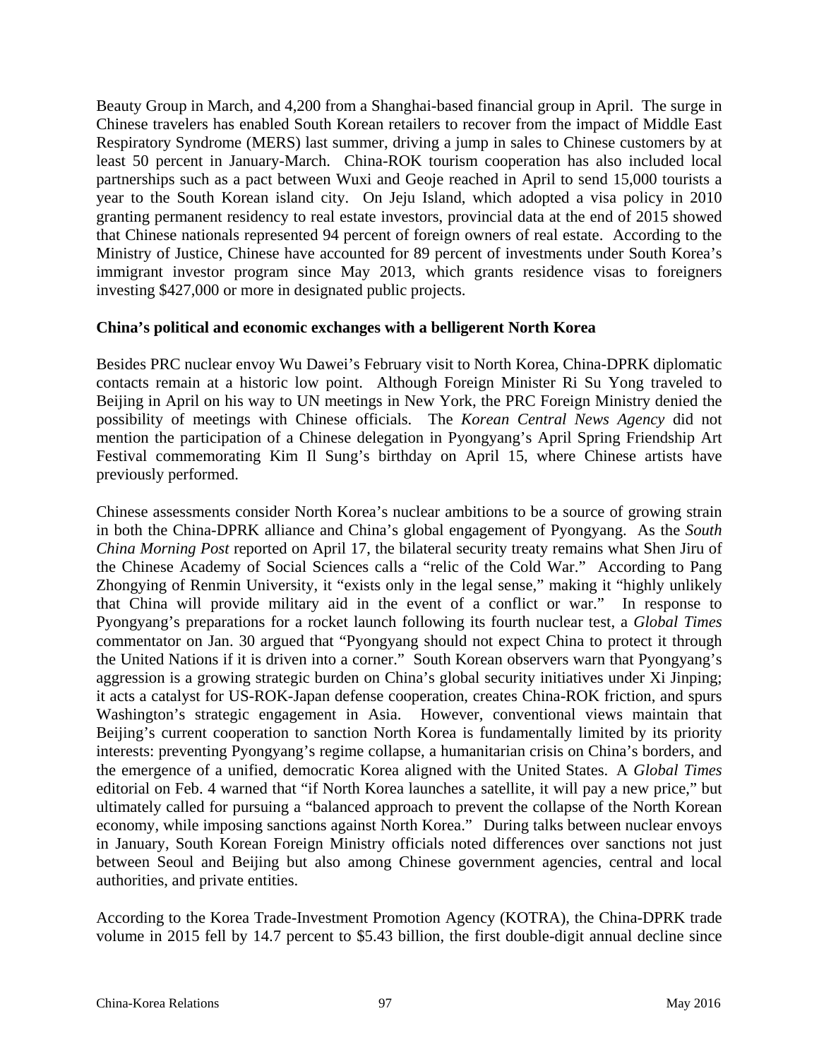Beauty Group in March, and 4,200 from a Shanghai-based financial group in April. The surge in Chinese travelers has enabled South Korean retailers to recover from the impact of Middle East Respiratory Syndrome (MERS) last summer, driving a jump in sales to Chinese customers by at least 50 percent in January-March. China-ROK tourism cooperation has also included local partnerships such as a pact between Wuxi and Geoje reached in April to send 15,000 tourists a year to the South Korean island city. On Jeju Island, which adopted a visa policy in 2010 granting permanent residency to real estate investors, provincial data at the end of 2015 showed that Chinese nationals represented 94 percent of foreign owners of real estate. According to the Ministry of Justice, Chinese have accounted for 89 percent of investments under South Korea's immigrant investor program since May 2013, which grants residence visas to foreigners investing $427,000 or more in designated public projects.

**China's political and economic exchanges with a belligerent North Korea**

Besides PRC nuclear envoy Wu Dawei's February visit to North Korea, China-DPRK diplomatic contacts remain at a historic low point. Although Foreign Minister Ri Su Yong traveled to Beijing in April on his way to UN meetings in New York, the PRC Foreign Ministry denied the possibility of meetings with Chinese officials. The *Korean Central News Agency* did not mention the participation of a Chinese delegation in Pyongyang's April Spring Friendship Art Festival commemorating Kim Il Sung's birthday on April 15, where Chinese artists have previously performed.

Chinese assessments consider North Korea's nuclear ambitions to be a source of growing strain in both the China-DPRK alliance and China's global engagement of Pyongyang. As the *South China Morning Post* reported on April 17, the bilateral security treaty remains what Shen Jiru of the Chinese Academy of Social Sciences calls a "relic of the Cold War." According to Pang Zhongying of Renmin University, it "exists only in the legal sense," making it "highly unlikely that China will provide military aid in the event of a conflict or war." In response to Pyongyang's preparations for a rocket launch following its fourth nuclear test, a *Global Times* commentator on Jan. 30 argued that "Pyongyang should not expect China to protect it through the United Nations if it is driven into a corner." South Korean observers warn that Pyongyang's aggression is a growing strategic burden on China's global security initiatives under Xi Jinping; it acts a catalyst for US-ROK-Japan defense cooperation, creates China-ROK friction, and spurs Washington's strategic engagement in Asia. However, conventional views maintain that Beijing's current cooperation to sanction North Korea is fundamentally limited by its priority interests: preventing Pyongyang's regime collapse, a humanitarian crisis on China's borders, and the emergence of a unified, democratic Korea aligned with the United States. A *Global Times* editorial on Feb. 4 warned that "if North Korea launches a satellite, it will pay a new price," but ultimately called for pursuing a "balanced approach to prevent the collapse of the North Korean economy, while imposing sanctions against North Korea." During talks between nuclear envoys in January, South Korean Foreign Ministry officials noted differences over sanctions not just between Seoul and Beijing but also among Chinese government agencies, central and local authorities, and private entities.

According to the Korea Trade-Investment Promotion Agency (KOTRA), the China-DPRK trade volume in 2015 fell by 14.7 percent to $5.43 billion, the first double-digit annual decline since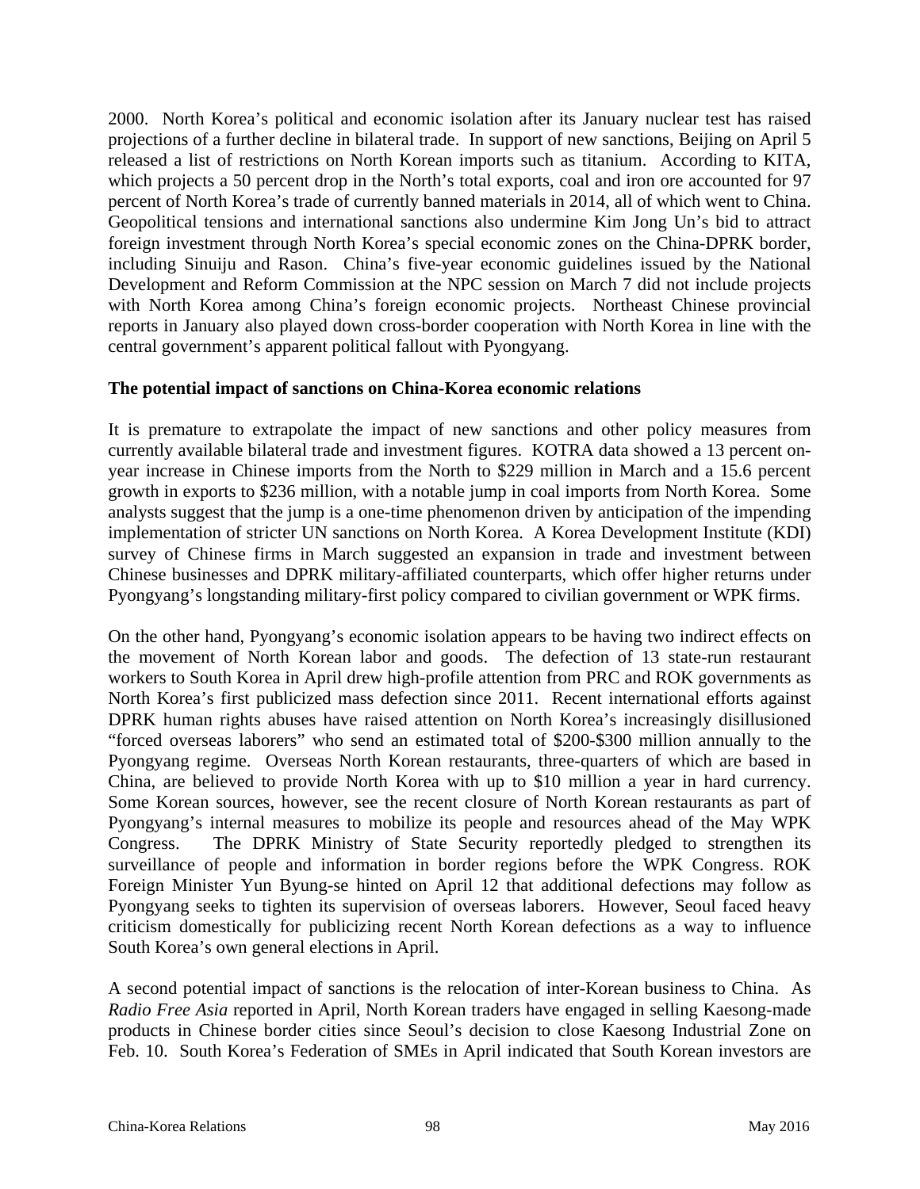2000. North Korea's political and economic isolation after its January nuclear test has raised projections of a further decline in bilateral trade. In support of new sanctions, Beijing on April 5 released a list of restrictions on North Korean imports such as titanium. According to KITA, which projects a 50 percent drop in the North's total exports, coal and iron ore accounted for 97 percent of North Korea's trade of currently banned materials in 2014, all of which went to China. Geopolitical tensions and international sanctions also undermine Kim Jong Un's bid to attract foreign investment through North Korea's special economic zones on the China-DPRK border, including Sinuiju and Rason. China's five-year economic guidelines issued by the National Development and Reform Commission at the NPC session on March 7 did not include projects with North Korea among China's foreign economic projects. Northeast Chinese provincial reports in January also played down cross-border cooperation with North Korea in line with the central government's apparent political fallout with Pyongyang.

**The potential impact of sanctions on China-Korea economic relations**

It is premature to extrapolate the impact of new sanctions and other policy measures from currently available bilateral trade and investment figures. KOTRA data showed a 13 percent on-year increase in Chinese imports from the North to $229 million in March and a 15.6 percent growth in exports to $236 million, with a notable jump in coal imports from North Korea. Some analysts suggest that the jump is a one-time phenomenon driven by anticipation of the impending implementation of stricter UN sanctions on North Korea. A Korea Development Institute (KDI) survey of Chinese firms in March suggested an expansion in trade and investment between Chinese businesses and DPRK military-affiliated counterparts, which offer higher returns under Pyongyang's longstanding military-first policy compared to civilian government or WPK firms.

On the other hand, Pyongyang's economic isolation appears to be having two indirect effects on the movement of North Korean labor and goods. The defection of 13 state-run restaurant workers to South Korea in April drew high-profile attention from PRC and ROK governments as North Korea's first publicized mass defection since 2011. Recent international efforts against DPRK human rights abuses have raised attention on North Korea's increasingly disillusioned "forced overseas laborers" who send an estimated total of $200-$300 million annually to the Pyongyang regime. Overseas North Korean restaurants, three-quarters of which are based in China, are believed to provide North Korea with up to $10 million a year in hard currency. Some Korean sources, however, see the recent closure of North Korean restaurants as part of Pyongyang's internal measures to mobilize its people and resources ahead of the May WPK Congress. The DPRK Ministry of State Security reportedly pledged to strengthen its surveillance of people and information in border regions before the WPK Congress. ROK Foreign Minister Yun Byung-se hinted on April 12 that additional defections may follow as Pyongyang seeks to tighten its supervision of overseas laborers. However, Seoul faced heavy criticism domestically for publicizing recent North Korean defections as a way to influence South Korea's own general elections in April.

A second potential impact of sanctions is the relocation of inter-Korean business to China. As *Radio Free Asia* reported in April, North Korean traders have engaged in selling Kaesong-made products in Chinese border cities since Seoul's decision to close Kaesong Industrial Zone on Feb. 10. South Korea's Federation of SMEs in April indicated that South Korean investors are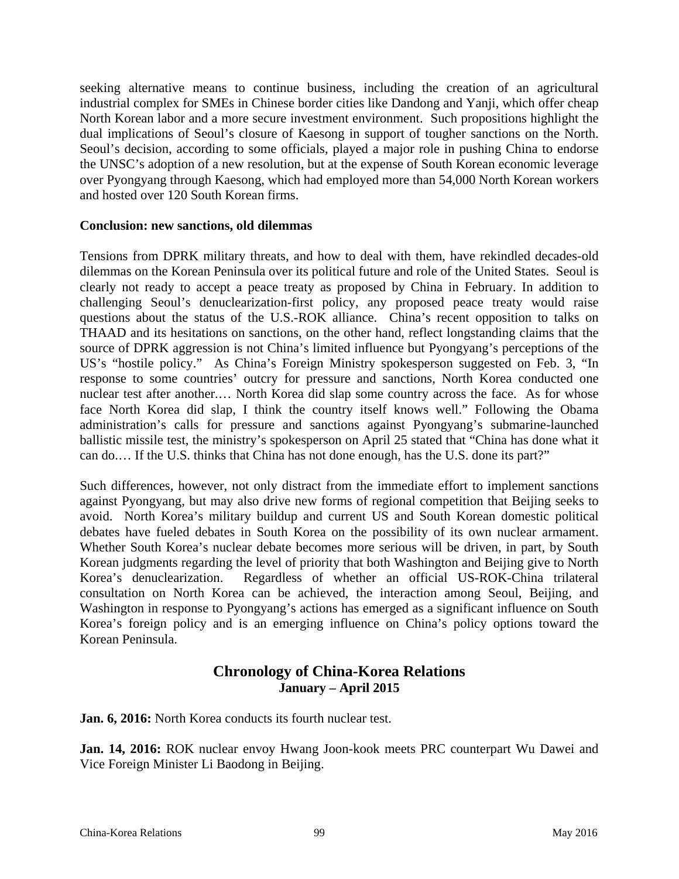seeking alternative means to continue business, including the creation of an agricultural industrial complex for SMEs in Chinese border cities like Dandong and Yanji, which offer cheap North Korean labor and a more secure investment environment. Such propositions highlight the dual implications of Seoul's closure of Kaesong in support of tougher sanctions on the North. Seoul's decision, according to some officials, played a major role in pushing China to endorse the UNSC's adoption of a new resolution, but at the expense of South Korean economic leverage over Pyongyang through Kaesong, which had employed more than 54,000 North Korean workers and hosted over 120 South Korean firms.

**Conclusion: new sanctions, old dilemmas**

Tensions from DPRK military threats, and how to deal with them, have rekindled decades-old dilemmas on the Korean Peninsula over its political future and role of the United States. Seoul is clearly not ready to accept a peace treaty as proposed by China in February. In addition to challenging Seoul's denuclearization-first policy, any proposed peace treaty would raise questions about the status of the U.S.-ROK alliance. China's recent opposition to talks on THAAD and its hesitations on sanctions, on the other hand, reflect longstanding claims that the source of DPRK aggression is not China's limited influence but Pyongyang's perceptions of the US's "hostile policy." As China's Foreign Ministry spokesperson suggested on Feb. 3, "In response to some countries' outcry for pressure and sanctions, North Korea conducted one nuclear test after another.… North Korea did slap some country across the face. As for whose face North Korea did slap, I think the country itself knows well." Following the Obama administration's calls for pressure and sanctions against Pyongyang's submarine-launched ballistic missile test, the ministry's spokesperson on April 25 stated that "China has done what it can do.… If the U.S. thinks that China has not done enough, has the U.S. done its part?"

Such differences, however, not only distract from the immediate effort to implement sanctions against Pyongyang, but may also drive new forms of regional competition that Beijing seeks to avoid. North Korea's military buildup and current US and South Korean domestic political debates have fueled debates in South Korea on the possibility of its own nuclear armament. Whether South Korea's nuclear debate becomes more serious will be driven, in part, by South Korean judgments regarding the level of priority that both Washington and Beijing give to North Korea's denuclearization. Regardless of whether an official US-ROK-China trilateral consultation on North Korea can be achieved, the interaction among Seoul, Beijing, and Washington in response to Pyongyang's actions has emerged as a significant influence on South Korea's foreign policy and is an emerging influence on China's policy options toward the Korean Peninsula.

## Chronology of China-Korea Relations
### January – April 2015

**Jan. 6, 2016:** North Korea conducts its fourth nuclear test.

**Jan. 14, 2016:** ROK nuclear envoy Hwang Joon-kook meets PRC counterpart Wu Dawei and Vice Foreign Minister Li Baodong in Beijing.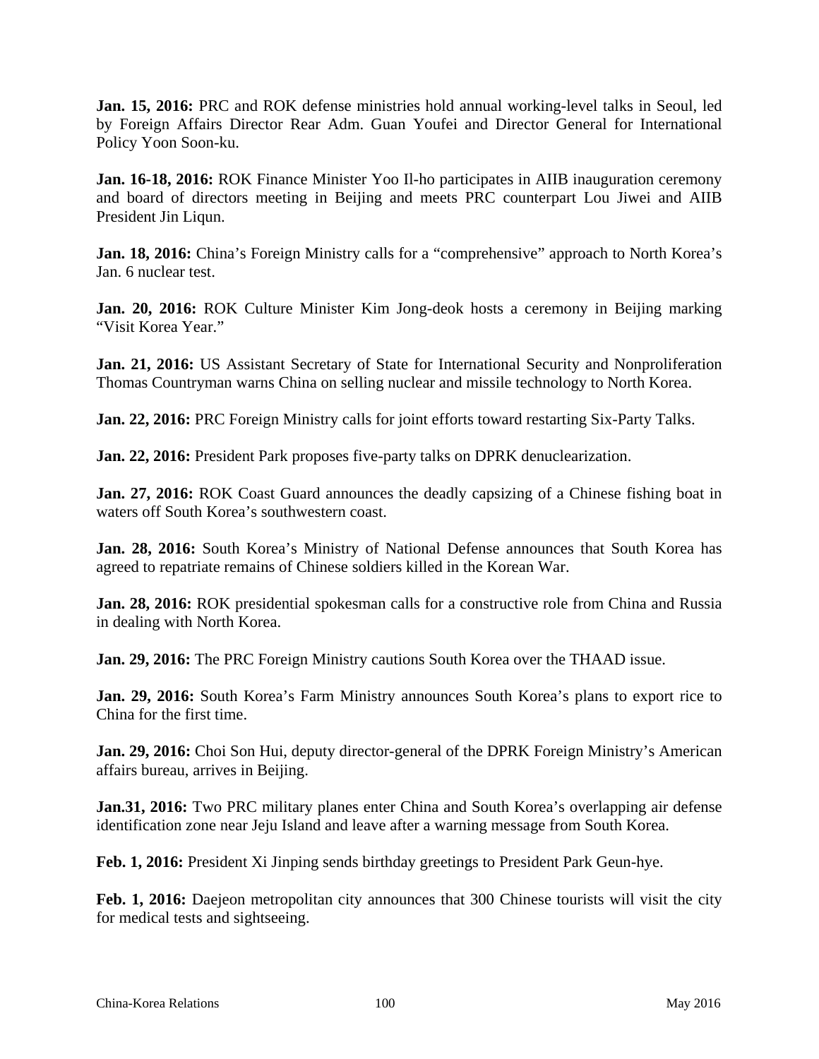**Jan. 15, 2016:** PRC and ROK defense ministries hold annual working-level talks in Seoul, led by Foreign Affairs Director Rear Adm. Guan Youfei and Director General for International Policy Yoon Soon-ku.

**Jan. 16-18, 2016:** ROK Finance Minister Yoo Il-ho participates in AIIB inauguration ceremony and board of directors meeting in Beijing and meets PRC counterpart Lou Jiwei and AIIB President Jin Liqun.

**Jan. 18, 2016:** China's Foreign Ministry calls for a "comprehensive" approach to North Korea's Jan. 6 nuclear test.

**Jan. 20, 2016:** ROK Culture Minister Kim Jong-deok hosts a ceremony in Beijing marking "Visit Korea Year."

**Jan. 21, 2016:** US Assistant Secretary of State for International Security and Nonproliferation Thomas Countryman warns China on selling nuclear and missile technology to North Korea.

**Jan. 22, 2016:** PRC Foreign Ministry calls for joint efforts toward restarting Six-Party Talks.

**Jan. 22, 2016:** President Park proposes five-party talks on DPRK denuclearization.

**Jan. 27, 2016:** ROK Coast Guard announces the deadly capsizing of a Chinese fishing boat in waters off South Korea's southwestern coast.

**Jan. 28, 2016:** South Korea's Ministry of National Defense announces that South Korea has agreed to repatriate remains of Chinese soldiers killed in the Korean War.

**Jan. 28, 2016:** ROK presidential spokesman calls for a constructive role from China and Russia in dealing with North Korea.

**Jan. 29, 2016:** The PRC Foreign Ministry cautions South Korea over the THAAD issue.

**Jan. 29, 2016:** South Korea's Farm Ministry announces South Korea's plans to export rice to China for the first time.

**Jan. 29, 2016:** Choi Son Hui, deputy director-general of the DPRK Foreign Ministry's American affairs bureau, arrives in Beijing.

**Jan.31, 2016:** Two PRC military planes enter China and South Korea's overlapping air defense identification zone near Jeju Island and leave after a warning message from South Korea.

**Feb. 1, 2016:** President Xi Jinping sends birthday greetings to President Park Geun-hye.

**Feb. 1, 2016:** Daejeon metropolitan city announces that 300 Chinese tourists will visit the city for medical tests and sightseeing.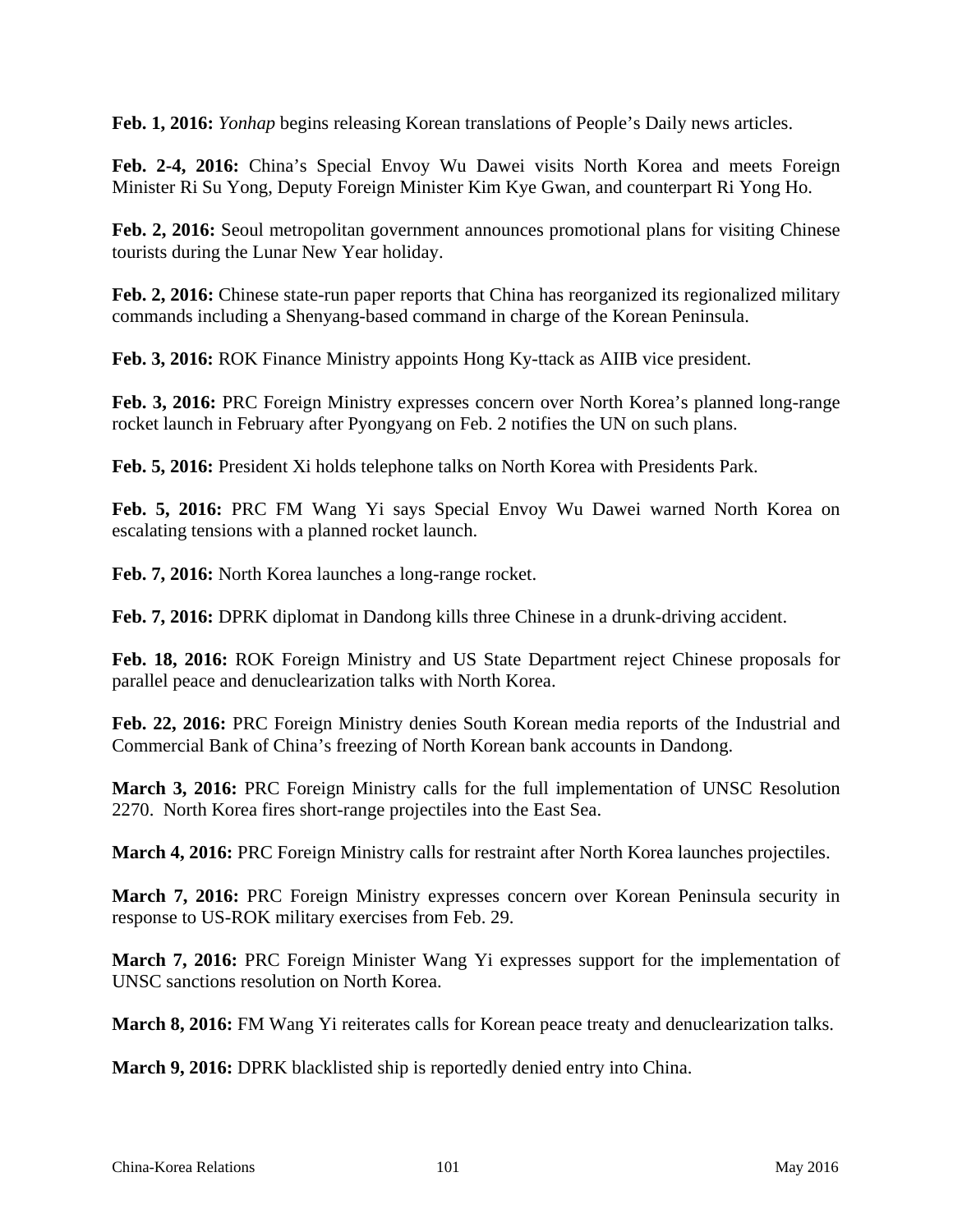**Feb. 1, 2016:** *Yonhap* begins releasing Korean translations of People's Daily news articles.

**Feb. 2-4, 2016:** China's Special Envoy Wu Dawei visits North Korea and meets Foreign Minister Ri Su Yong, Deputy Foreign Minister Kim Kye Gwan, and counterpart Ri Yong Ho.

**Feb. 2, 2016:** Seoul metropolitan government announces promotional plans for visiting Chinese tourists during the Lunar New Year holiday.

**Feb. 2, 2016:** Chinese state-run paper reports that China has reorganized its regionalized military commands including a Shenyang-based command in charge of the Korean Peninsula.

**Feb. 3, 2016:** ROK Finance Ministry appoints Hong Ky-ttack as AIIB vice president.

**Feb. 3, 2016:** PRC Foreign Ministry expresses concern over North Korea's planned long-range rocket launch in February after Pyongyang on Feb. 2 notifies the UN on such plans.

**Feb. 5, 2016:** President Xi holds telephone talks on North Korea with Presidents Park.

**Feb. 5, 2016:** PRC FM Wang Yi says Special Envoy Wu Dawei warned North Korea on escalating tensions with a planned rocket launch.

**Feb. 7, 2016:** North Korea launches a long-range rocket.

**Feb. 7, 2016:** DPRK diplomat in Dandong kills three Chinese in a drunk-driving accident.

**Feb. 18, 2016:** ROK Foreign Ministry and US State Department reject Chinese proposals for parallel peace and denuclearization talks with North Korea.

**Feb. 22, 2016:** PRC Foreign Ministry denies South Korean media reports of the Industrial and Commercial Bank of China's freezing of North Korean bank accounts in Dandong.

**March 3, 2016:** PRC Foreign Ministry calls for the full implementation of UNSC Resolution 2270. North Korea fires short-range projectiles into the East Sea.

**March 4, 2016:** PRC Foreign Ministry calls for restraint after North Korea launches projectiles.

**March 7, 2016:** PRC Foreign Ministry expresses concern over Korean Peninsula security in response to US-ROK military exercises from Feb. 29.

**March 7, 2016:** PRC Foreign Minister Wang Yi expresses support for the implementation of UNSC sanctions resolution on North Korea.

**March 8, 2016:** FM Wang Yi reiterates calls for Korean peace treaty and denuclearization talks.

**March 9, 2016:** DPRK blacklisted ship is reportedly denied entry into China.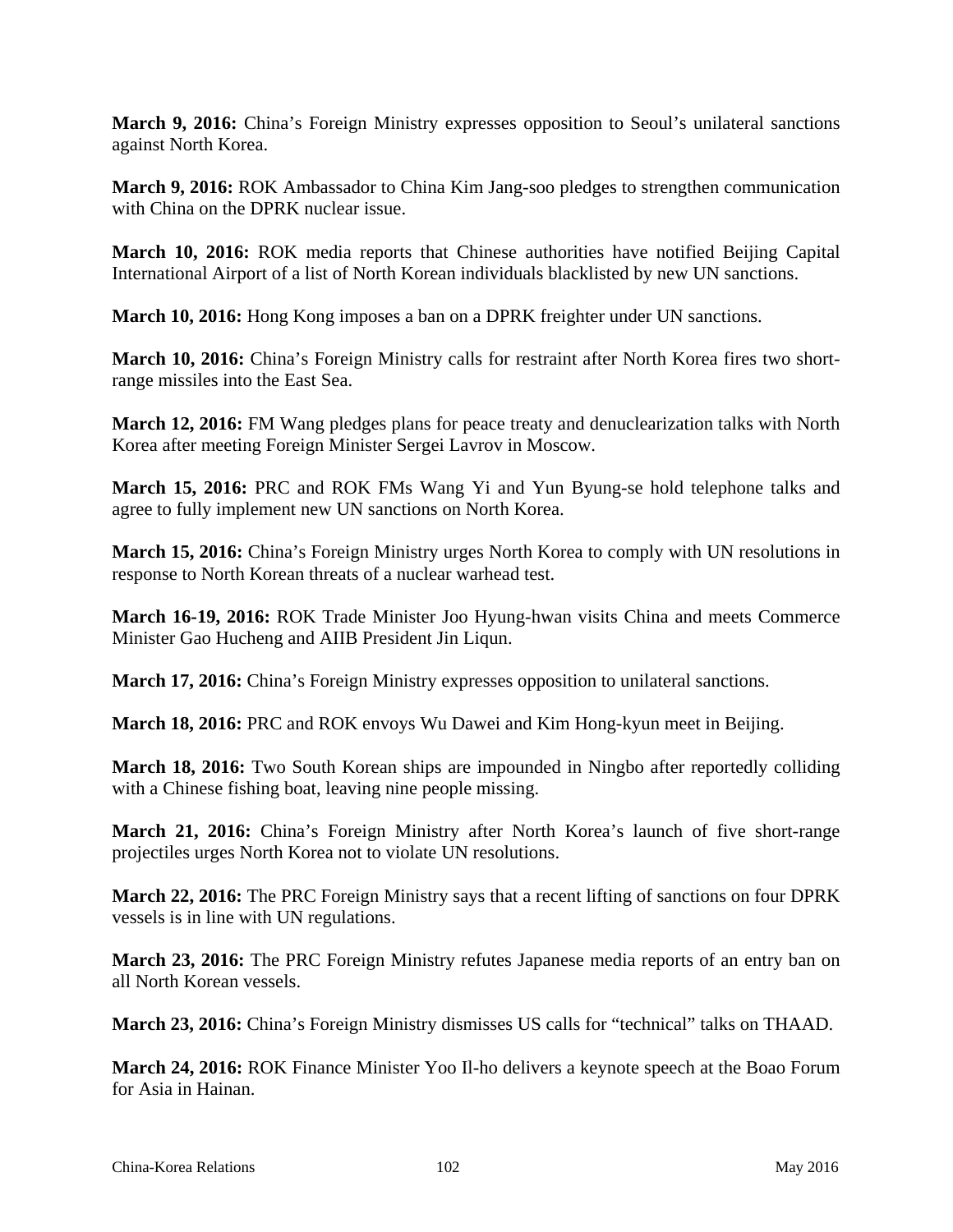**March 9, 2016:** China's Foreign Ministry expresses opposition to Seoul's unilateral sanctions against North Korea.

**March 9, 2016:** ROK Ambassador to China Kim Jang-soo pledges to strengthen communication with China on the DPRK nuclear issue.

**March 10, 2016:** ROK media reports that Chinese authorities have notified Beijing Capital International Airport of a list of North Korean individuals blacklisted by new UN sanctions.

**March 10, 2016:** Hong Kong imposes a ban on a DPRK freighter under UN sanctions.

**March 10, 2016:** China's Foreign Ministry calls for restraint after North Korea fires two short-range missiles into the East Sea.

**March 12, 2016:** FM Wang pledges plans for peace treaty and denuclearization talks with North Korea after meeting Foreign Minister Sergei Lavrov in Moscow.

**March 15, 2016:** PRC and ROK FMs Wang Yi and Yun Byung-se hold telephone talks and agree to fully implement new UN sanctions on North Korea.

**March 15, 2016:** China's Foreign Ministry urges North Korea to comply with UN resolutions in response to North Korean threats of a nuclear warhead test.

**March 16-19, 2016:** ROK Trade Minister Joo Hyung-hwan visits China and meets Commerce Minister Gao Hucheng and AIIB President Jin Liqun.

**March 17, 2016:** China's Foreign Ministry expresses opposition to unilateral sanctions.

**March 18, 2016:** PRC and ROK envoys Wu Dawei and Kim Hong-kyun meet in Beijing.

**March 18, 2016:** Two South Korean ships are impounded in Ningbo after reportedly colliding with a Chinese fishing boat, leaving nine people missing.

**March 21, 2016:** China's Foreign Ministry after North Korea's launch of five short-range projectiles urges North Korea not to violate UN resolutions.

**March 22, 2016:** The PRC Foreign Ministry says that a recent lifting of sanctions on four DPRK vessels is in line with UN regulations.

**March 23, 2016:** The PRC Foreign Ministry refutes Japanese media reports of an entry ban on all North Korean vessels.

**March 23, 2016:** China's Foreign Ministry dismisses US calls for "technical" talks on THAAD.

**March 24, 2016:** ROK Finance Minister Yoo Il-ho delivers a keynote speech at the Boao Forum for Asia in Hainan.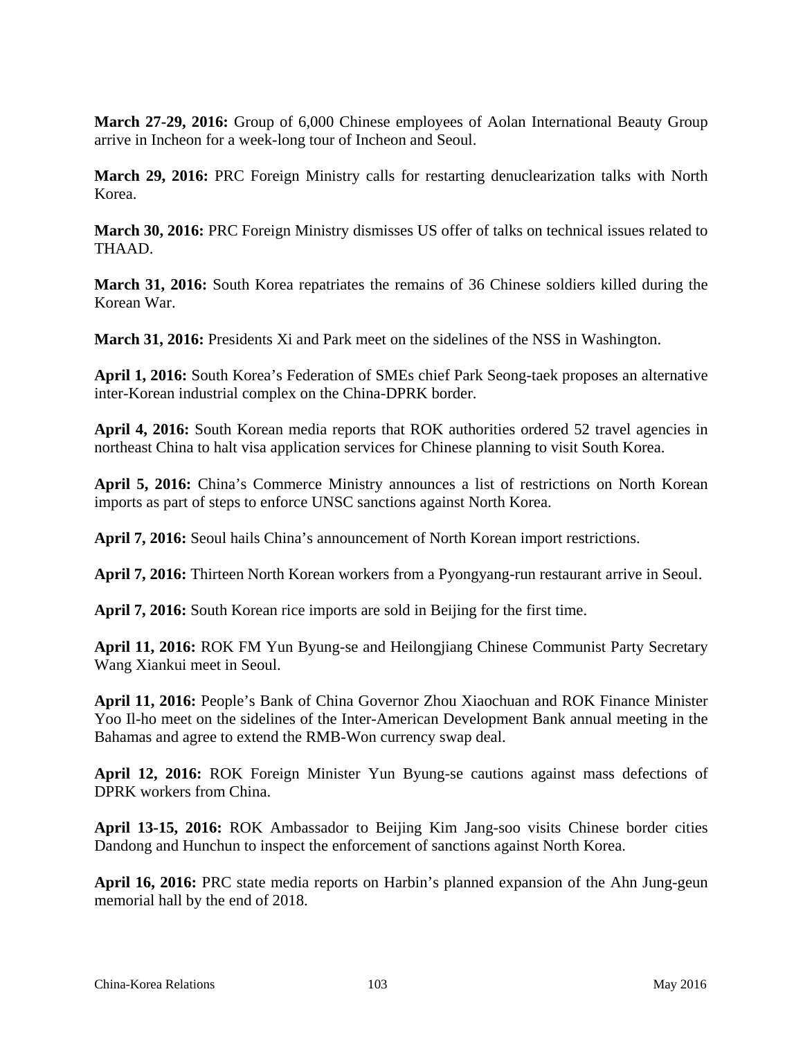**March 27-29, 2016:** Group of 6,000 Chinese employees of Aolan International Beauty Group arrive in Incheon for a week-long tour of Incheon and Seoul.

**March 29, 2016:** PRC Foreign Ministry calls for restarting denuclearization talks with North Korea.

**March 30, 2016:** PRC Foreign Ministry dismisses US offer of talks on technical issues related to THAAD.

**March 31, 2016:** South Korea repatriates the remains of 36 Chinese soldiers killed during the Korean War.

**March 31, 2016:** Presidents Xi and Park meet on the sidelines of the NSS in Washington.

**April 1, 2016:** South Korea's Federation of SMEs chief Park Seong-taek proposes an alternative inter-Korean industrial complex on the China-DPRK border.

**April 4, 2016:** South Korean media reports that ROK authorities ordered 52 travel agencies in northeast China to halt visa application services for Chinese planning to visit South Korea.

**April 5, 2016:** China's Commerce Ministry announces a list of restrictions on North Korean imports as part of steps to enforce UNSC sanctions against North Korea.

**April 7, 2016:** Seoul hails China's announcement of North Korean import restrictions.

**April 7, 2016:** Thirteen North Korean workers from a Pyongyang-run restaurant arrive in Seoul.

**April 7, 2016:** South Korean rice imports are sold in Beijing for the first time.

**April 11, 2016:** ROK FM Yun Byung-se and Heilongjiang Chinese Communist Party Secretary Wang Xiankui meet in Seoul.

**April 11, 2016:** People's Bank of China Governor Zhou Xiaochuan and ROK Finance Minister Yoo Il-ho meet on the sidelines of the Inter-American Development Bank annual meeting in the Bahamas and agree to extend the RMB-Won currency swap deal.

**April 12, 2016:** ROK Foreign Minister Yun Byung-se cautions against mass defections of DPRK workers from China.

**April 13-15, 2016:** ROK Ambassador to Beijing Kim Jang-soo visits Chinese border cities Dandong and Hunchun to inspect the enforcement of sanctions against North Korea.

**April 16, 2016:** PRC state media reports on Harbin's planned expansion of the Ahn Jung-geun memorial hall by the end of 2018.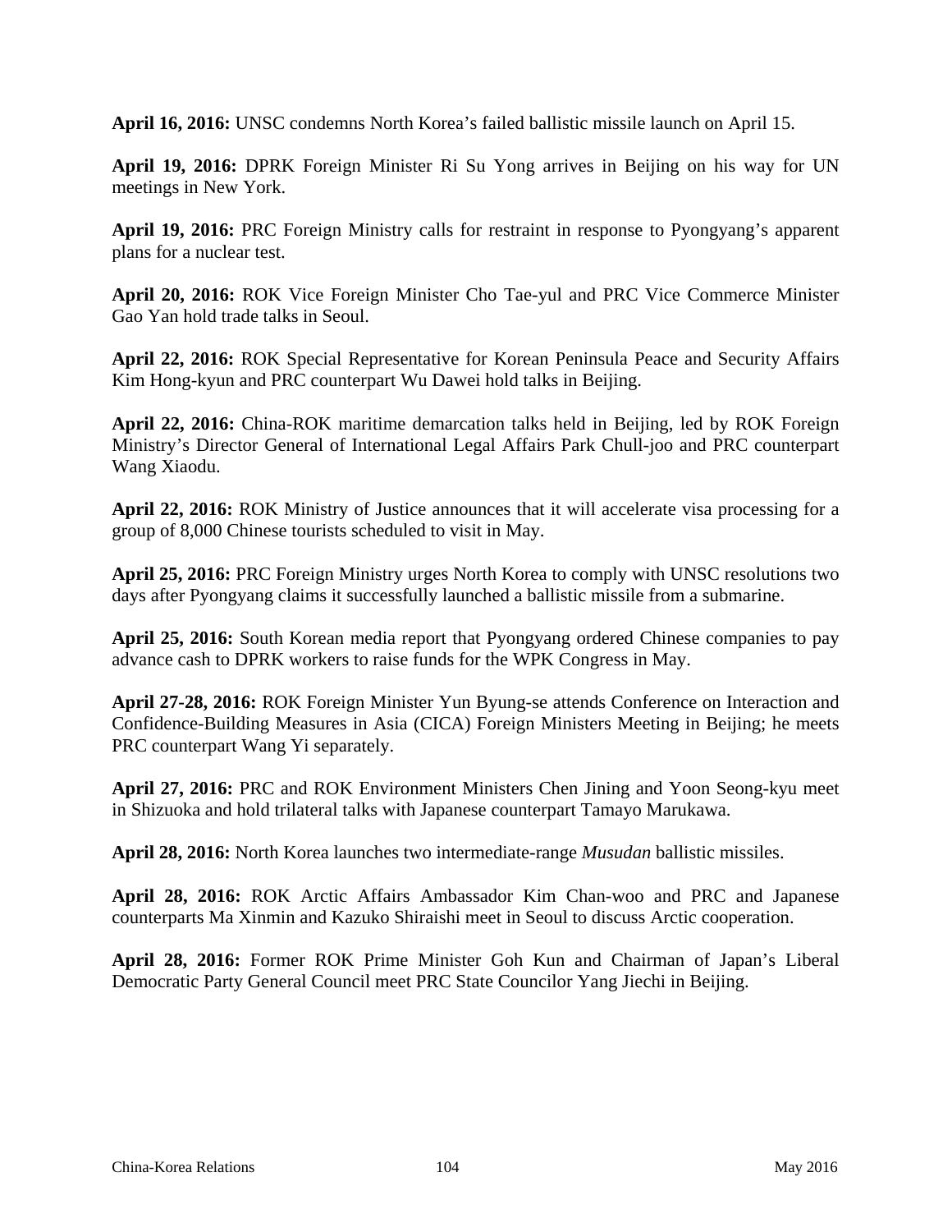**April 16, 2016:** UNSC condemns North Korea's failed ballistic missile launch on April 15.

**April 19, 2016:** DPRK Foreign Minister Ri Su Yong arrives in Beijing on his way for UN meetings in New York.

**April 19, 2016:** PRC Foreign Ministry calls for restraint in response to Pyongyang's apparent plans for a nuclear test.

**April 20, 2016:** ROK Vice Foreign Minister Cho Tae-yul and PRC Vice Commerce Minister Gao Yan hold trade talks in Seoul.

**April 22, 2016:** ROK Special Representative for Korean Peninsula Peace and Security Affairs Kim Hong-kyun and PRC counterpart Wu Dawei hold talks in Beijing.

**April 22, 2016:** China-ROK maritime demarcation talks held in Beijing, led by ROK Foreign Ministry's Director General of International Legal Affairs Park Chull-joo and PRC counterpart Wang Xiaodu.

**April 22, 2016:** ROK Ministry of Justice announces that it will accelerate visa processing for a group of 8,000 Chinese tourists scheduled to visit in May.

**April 25, 2016:** PRC Foreign Ministry urges North Korea to comply with UNSC resolutions two days after Pyongyang claims it successfully launched a ballistic missile from a submarine.

**April 25, 2016:** South Korean media report that Pyongyang ordered Chinese companies to pay advance cash to DPRK workers to raise funds for the WPK Congress in May.

**April 27-28, 2016:** ROK Foreign Minister Yun Byung-se attends Conference on Interaction and Confidence-Building Measures in Asia (CICA) Foreign Ministers Meeting in Beijing; he meets PRC counterpart Wang Yi separately.

**April 27, 2016:** PRC and ROK Environment Ministers Chen Jining and Yoon Seong-kyu meet in Shizuoka and hold trilateral talks with Japanese counterpart Tamayo Marukawa.

**April 28, 2016:** North Korea launches two intermediate-range *Musudan* ballistic missiles.

**April 28, 2016:** ROK Arctic Affairs Ambassador Kim Chan-woo and PRC and Japanese counterparts Ma Xinmin and Kazuko Shiraishi meet in Seoul to discuss Arctic cooperation.

**April 28, 2016:** Former ROK Prime Minister Goh Kun and Chairman of Japan's Liberal Democratic Party General Council meet PRC State Councilor Yang Jiechi in Beijing.